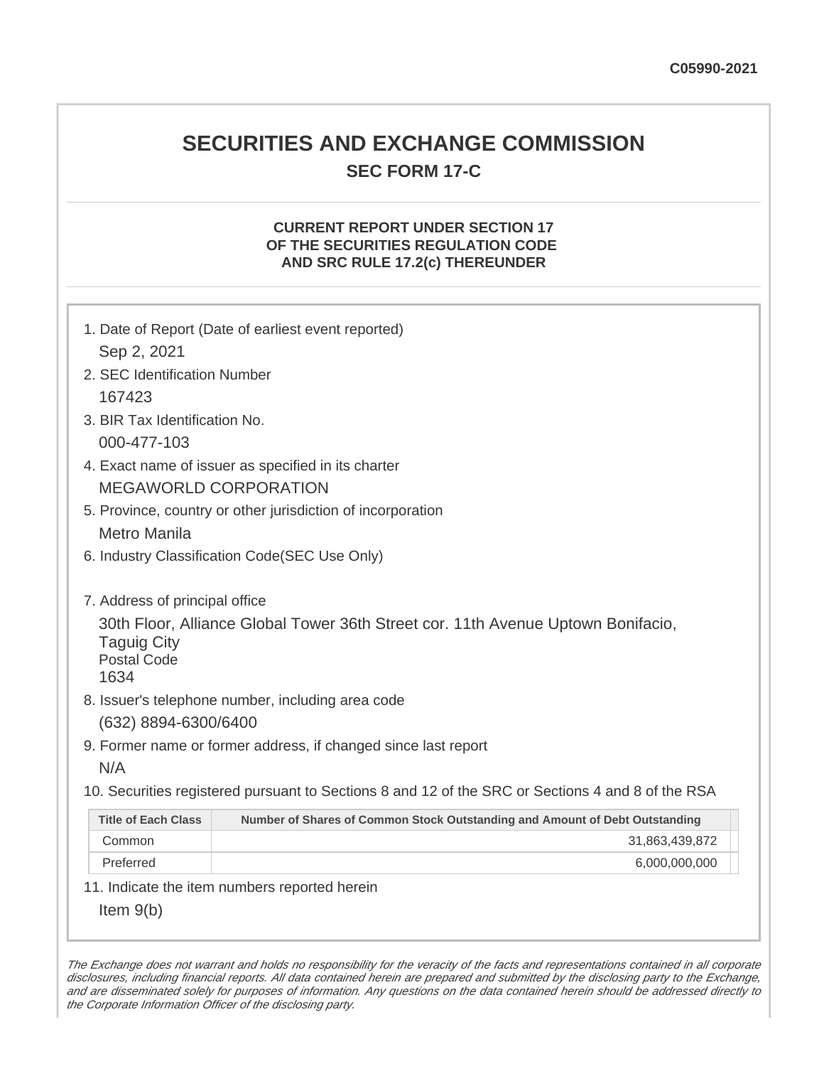C05990-2021

# SECURITIES AND EXCHANGE COMMISSION

## SEC FORM 17-C

### CURRENT REPORT UNDER SECTION 17 OF THE SECURITIES REGULATION CODE AND SRC RULE 17.2(c) THEREUNDER

1. Date of Report (Date of earliest event reported)
   Sep 2, 2021
2. SEC Identification Number
   167423
3. BIR Tax Identification No.
   000-477-103
4. Exact name of issuer as specified in its charter
   MEGAWORLD CORPORATION
5. Province, country or other jurisdiction of incorporation
   Metro Manila
6. Industry Classification Code(SEC Use Only)

7. Address of principal office
   30th Floor, Alliance Global Tower 36th Street cor. 11th Avenue Uptown Bonifacio, Taguig City
   Postal Code
   1634
8. Issuer's telephone number, including area code
   (632) 8894-6300/6400
9. Former name or former address, if changed since last report
   N/A
10. Securities registered pursuant to Sections 8 and 12 of the SRC or Sections 4 and 8 of the RSA

| Title of Each Class | Number of Shares of Common Stock Outstanding and Amount of Debt Outstanding |
|---|---|
| Common | 31,863,439,872 |
| Preferred | 6,000,000,000 |

11. Indicate the item numbers reported herein
    Item 9(b)

*The Exchange does not warrant and holds no responsibility for the veracity of the facts and representations contained in all corporate disclosures, including financial reports. All data contained herein are prepared and submitted by the disclosing party to the Exchange, and are disseminated solely for purposes of information. Any questions on the data contained herein should be addressed directly to the Corporate Information Officer of the disclosing party.*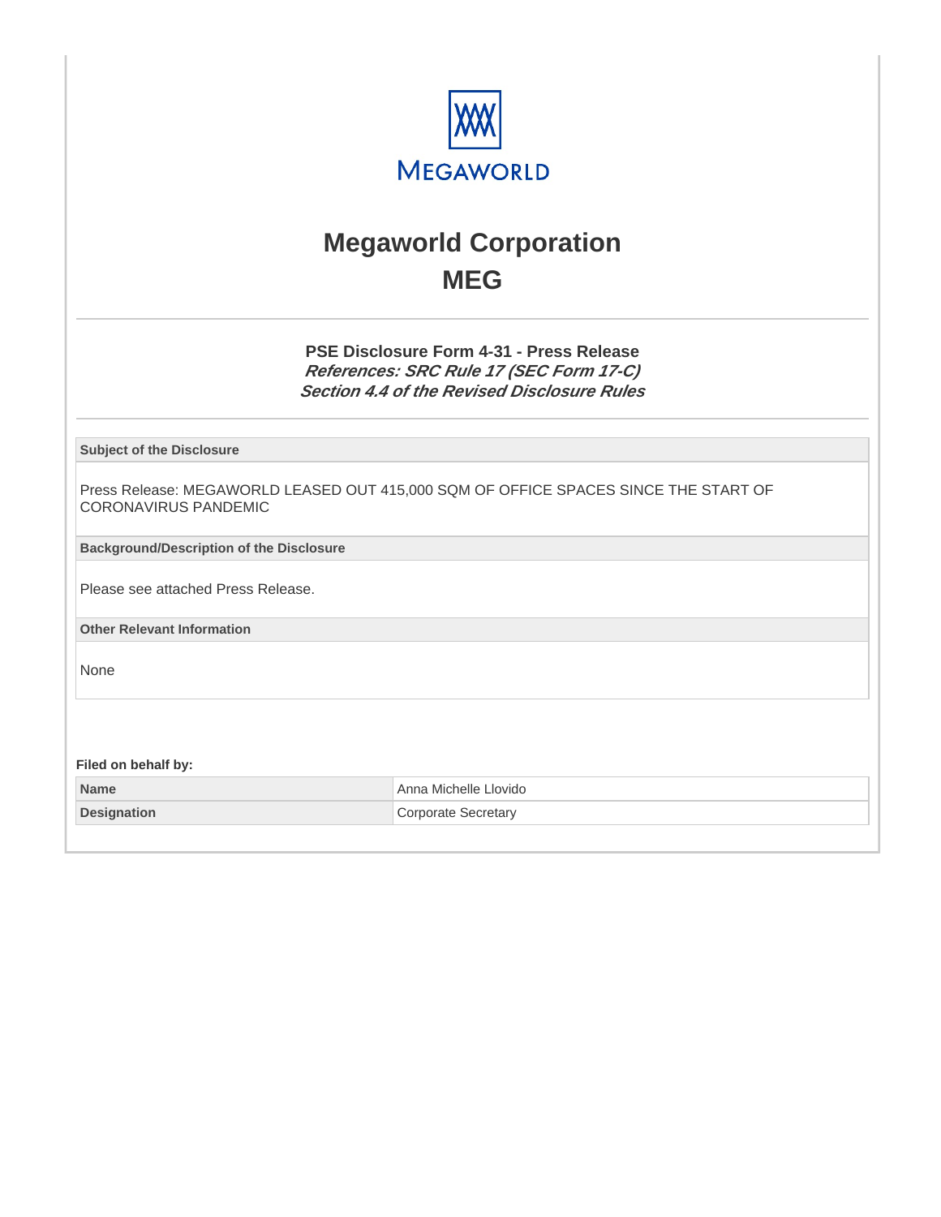# Megaworld Corporation

# MEG

### PSE Disclosure Form 4-31 - Press Release

***References: SRC Rule 17 (SEC Form 17-C)***
***Section 4.4 of the Revised Disclosure Rules***

| Subject of the Disclosure |
|---|
| Press Release: MEGAWORLD LEASED OUT 415,000 SQM OF OFFICE SPACES SINCE THE START OF CORONAVIRUS PANDEMIC |

| Background/Description of the Disclosure |
|---|
| Please see attached Press Release. |

| Other Relevant Information |
|---|
| None |

**Filed on behalf by:**

| | |
|---|---|
| **Name** | Anna Michelle Llovido |
| **Designation** | Corporate Secretary |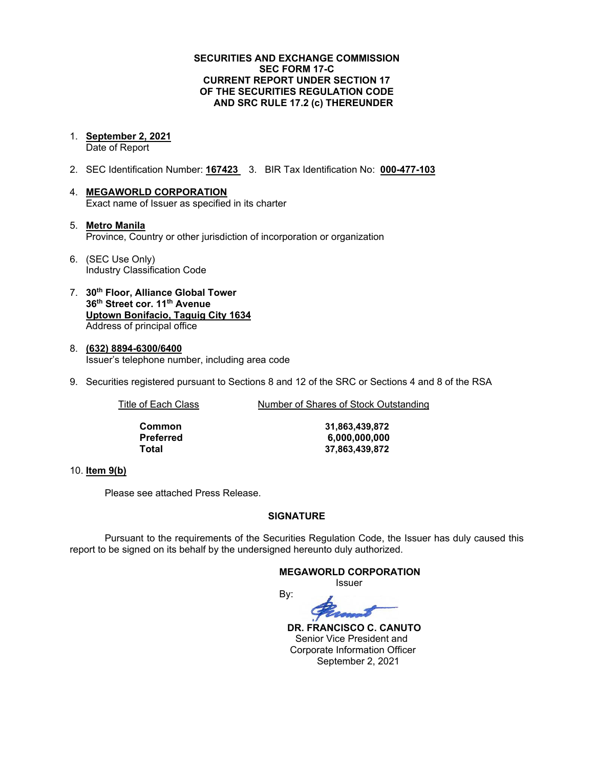**SECURITIES AND EXCHANGE COMMISSION**
**SEC FORM 17-C**
**CURRENT REPORT UNDER SECTION 17**
**OF THE SECURITIES REGULATION CODE**
**AND SRC RULE 17.2 (c) THEREUNDER**

1. **September 2, 2021**
   Date of Report

2. SEC Identification Number: **167423** 3. BIR Tax Identification No: **000-477-103**

4. **MEGAWORLD CORPORATION**
   Exact name of Issuer as specified in its charter

5. **Metro Manila**
   Province, Country or other jurisdiction of incorporation or organization

6. (SEC Use Only)
   Industry Classification Code

7. **30th Floor, Alliance Global Tower**
   **36th Street cor. 11th Avenue**
   **Uptown Bonifacio, Taguig City 1634**
   Address of principal office

8. **(632) 8894-6300/6400**
   Issuer's telephone number, including area code

9. Securities registered pursuant to Sections 8 and 12 of the SRC or Sections 4 and 8 of the RSA

| Title of Each Class | Number of Shares of Stock Outstanding |
|---|---|
| **Common** | **31,863,439,872** |
| **Preferred** | **6,000,000,000** |
| **Total** | **37,863,439,872** |

10. **Item 9(b)**

Please see attached Press Release.

**SIGNATURE**

Pursuant to the requirements of the Securities Regulation Code, the Issuer has duly caused this report to be signed on its behalf by the undersigned hereunto duly authorized.

**MEGAWORLD CORPORATION**
Issuer

By:

**DR. FRANCISCO C. CANUTO**
Senior Vice President and
Corporate Information Officer
September 2, 2021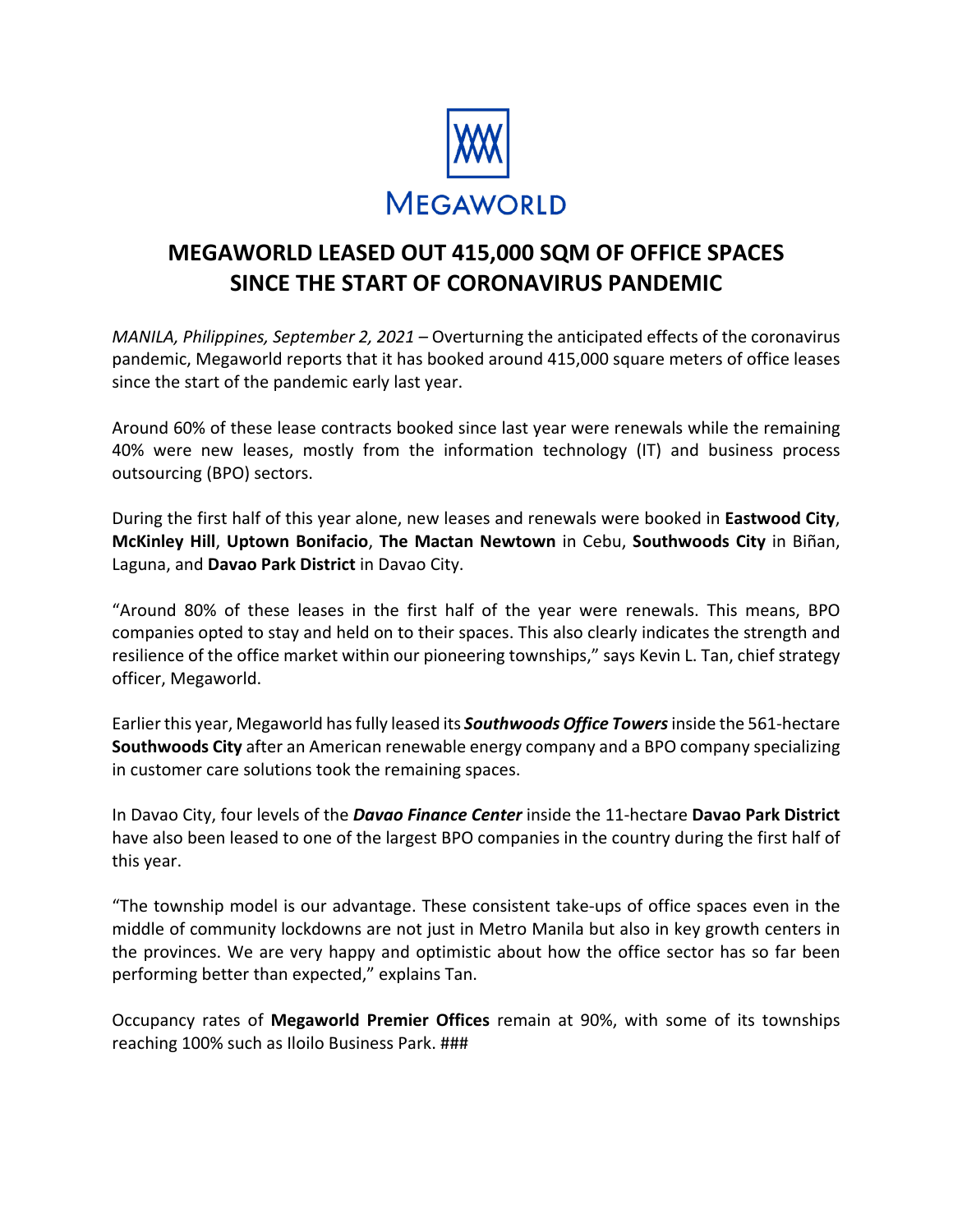MEGAWORLD

# MEGAWORLD LEASED OUT 415,000 SQM OF OFFICE SPACES SINCE THE START OF CORONAVIRUS PANDEMIC

*MANILA, Philippines, September 2, 2021* – Overturning the anticipated effects of the coronavirus pandemic, Megaworld reports that it has booked around 415,000 square meters of office leases since the start of the pandemic early last year.

Around 60% of these lease contracts booked since last year were renewals while the remaining 40% were new leases, mostly from the information technology (IT) and business process outsourcing (BPO) sectors.

During the first half of this year alone, new leases and renewals were booked in **Eastwood City**, **McKinley Hill**, **Uptown Bonifacio**, **The Mactan Newtown** in Cebu, **Southwoods City** in Biñan, Laguna, and **Davao Park District** in Davao City.

"Around 80% of these leases in the first half of the year were renewals. This means, BPO companies opted to stay and held on to their spaces. This also clearly indicates the strength and resilience of the office market within our pioneering townships," says Kevin L. Tan, chief strategy officer, Megaworld.

Earlier this year, Megaworld has fully leased its ***Southwoods Office Towers*** inside the 561-hectare **Southwoods City** after an American renewable energy company and a BPO company specializing in customer care solutions took the remaining spaces.

In Davao City, four levels of the ***Davao Finance Center*** inside the 11-hectare **Davao Park District** have also been leased to one of the largest BPO companies in the country during the first half of this year.

"The township model is our advantage. These consistent take-ups of office spaces even in the middle of community lockdowns are not just in Metro Manila but also in key growth centers in the provinces. We are very happy and optimistic about how the office sector has so far been performing better than expected," explains Tan.

Occupancy rates of **Megaworld Premier Offices** remain at 90%, with some of its townships reaching 100% such as Iloilo Business Park. ###